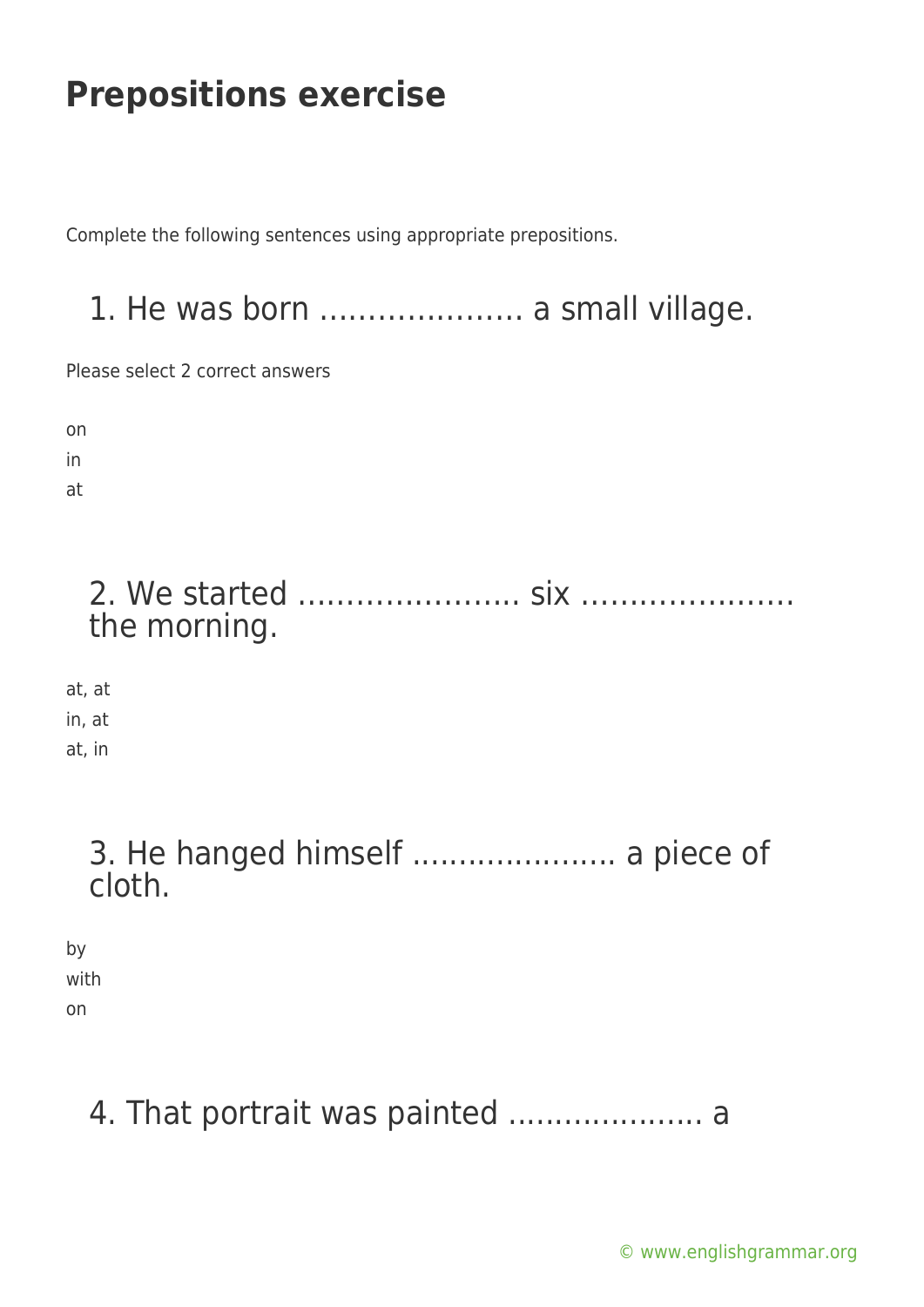# Prepositions exercise

Complete the following sentences using appropriate prepositions.

## 1. He was born ………………… a small village.

Please select 2 correct answers

on
in
at

## 2. We started ………………….. six …………………. the morning.

at, at
in, at
at, in

## 3. He hanged himself …………………. a piece of cloth.

by
with
on

## 4. That portrait was painted ……………….. a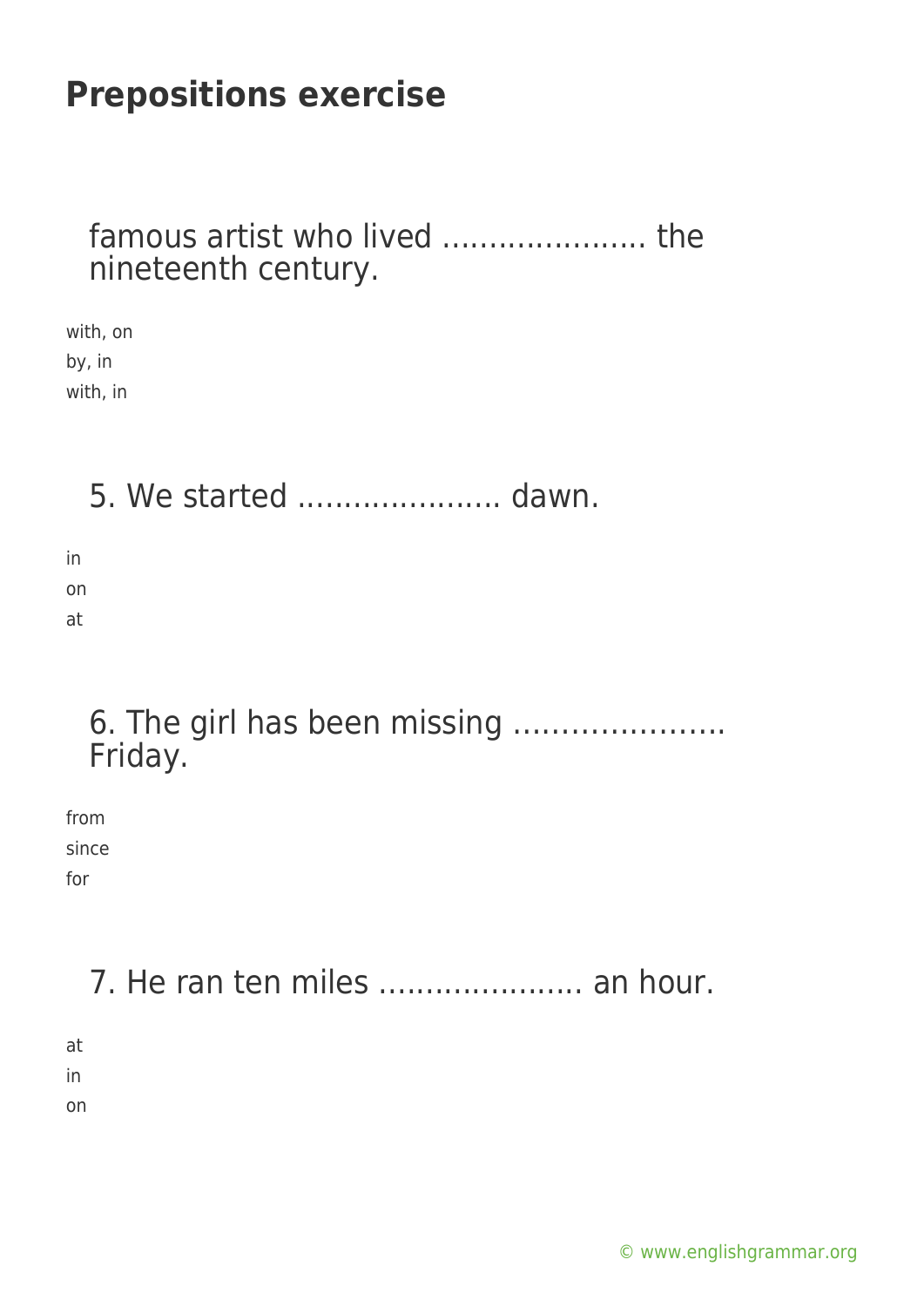# Prepositions exercise

famous artist who lived ...................... the nineteenth century.

with, on
by, in
with, in

5. We started ...................... dawn.

in
on
at

6. The girl has been missing …………………. Friday.

from
since
for

7. He ran ten miles ...................... an hour.

at
in
on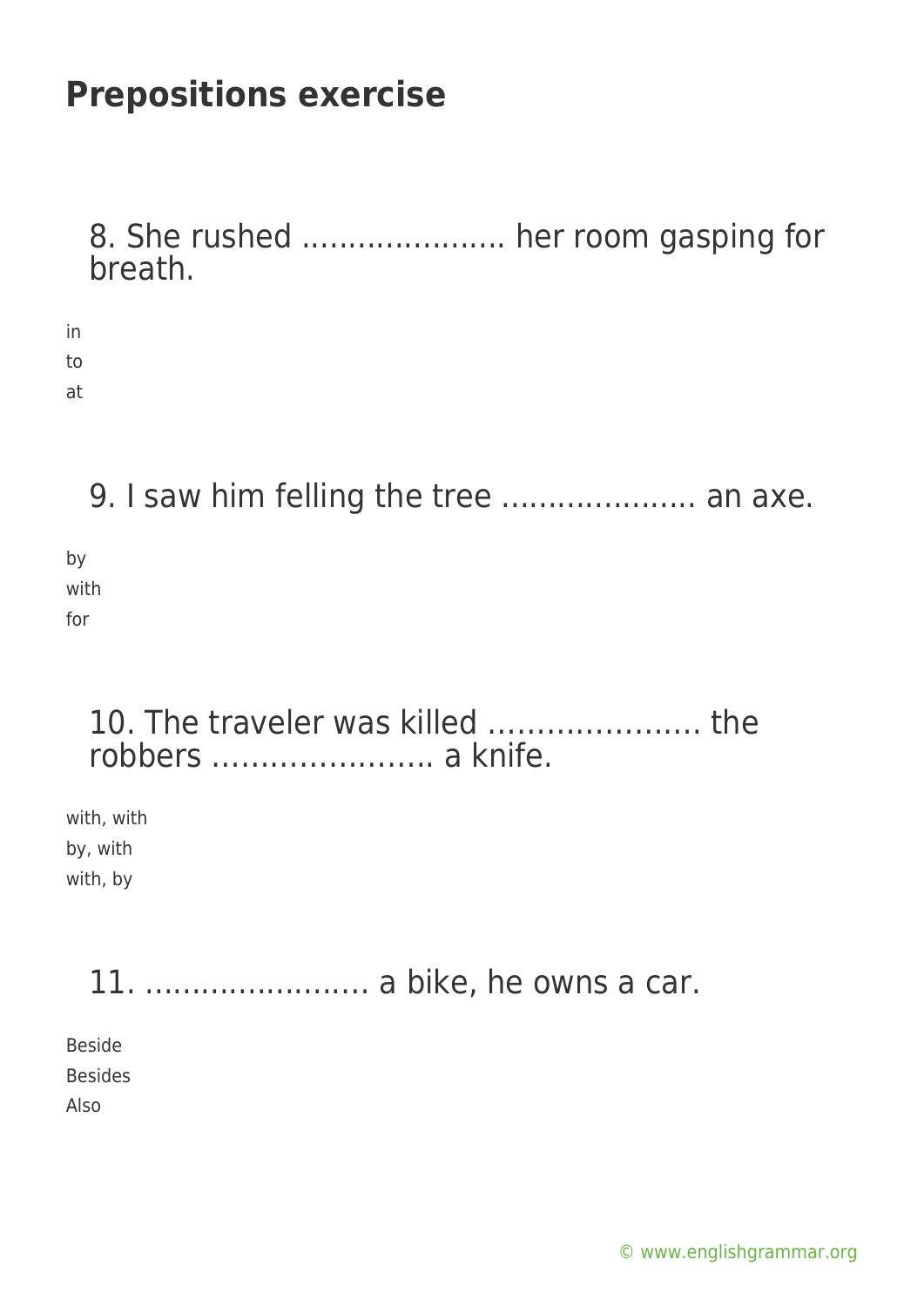# Prepositions exercise

8. She rushed ………………… her room gasping for breath.

in
to
at

9. I saw him felling the tree ………………… an axe.

by
with
for

10. The traveler was killed …………………. the robbers ………………….. a knife.

with, with
by, with
with, by

11. …………………… a bike, he owns a car.

Beside
Besides
Also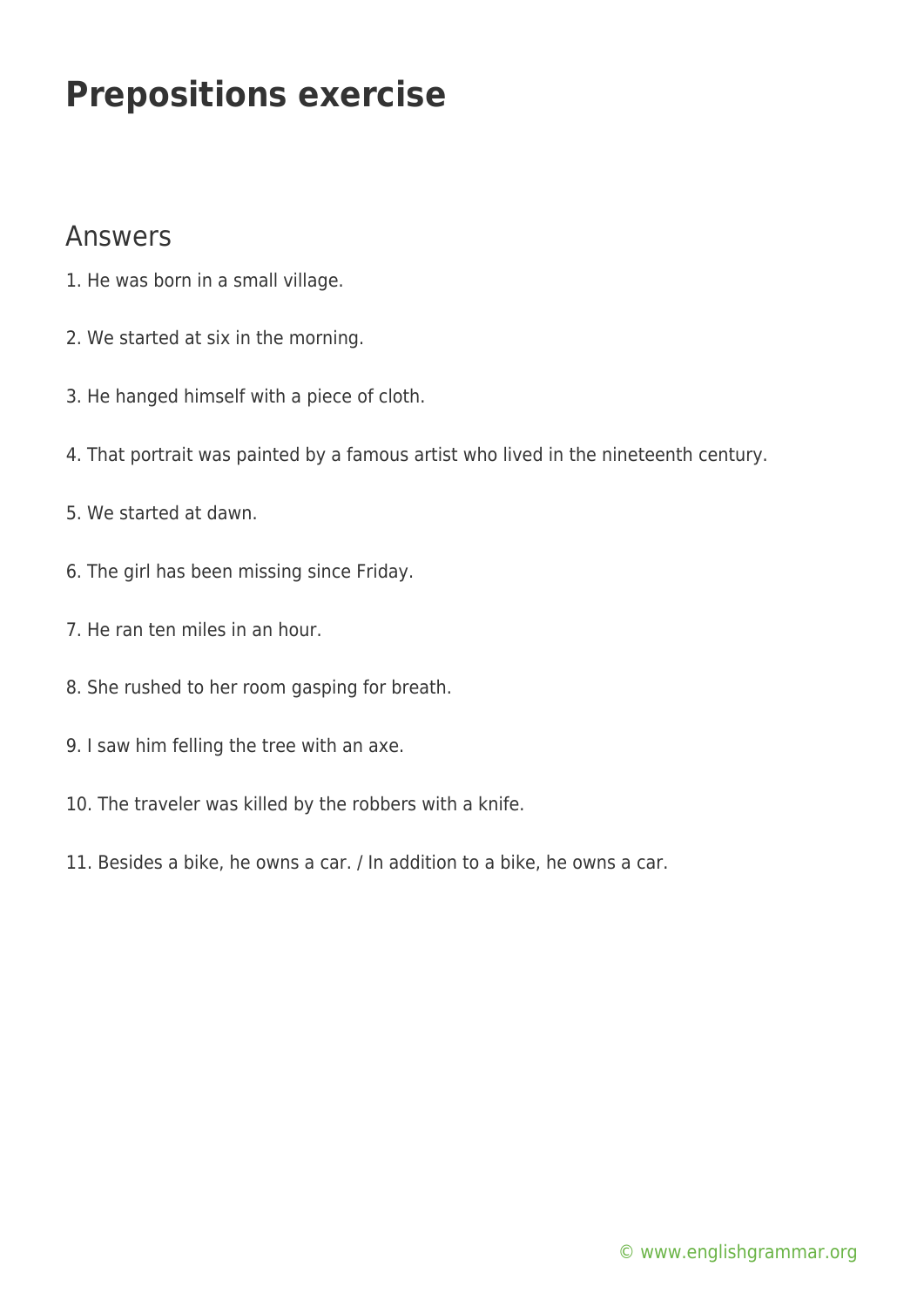# Prepositions exercise

## Answers

1. He was born in a small village.

2. We started at six in the morning.

3. He hanged himself with a piece of cloth.

4. That portrait was painted by a famous artist who lived in the nineteenth century.

5. We started at dawn.

6. The girl has been missing since Friday.

7. He ran ten miles in an hour.

8. She rushed to her room gasping for breath.

9. I saw him felling the tree with an axe.

10. The traveler was killed by the robbers with a knife.

11. Besides a bike, he owns a car. / In addition to a bike, he owns a car.